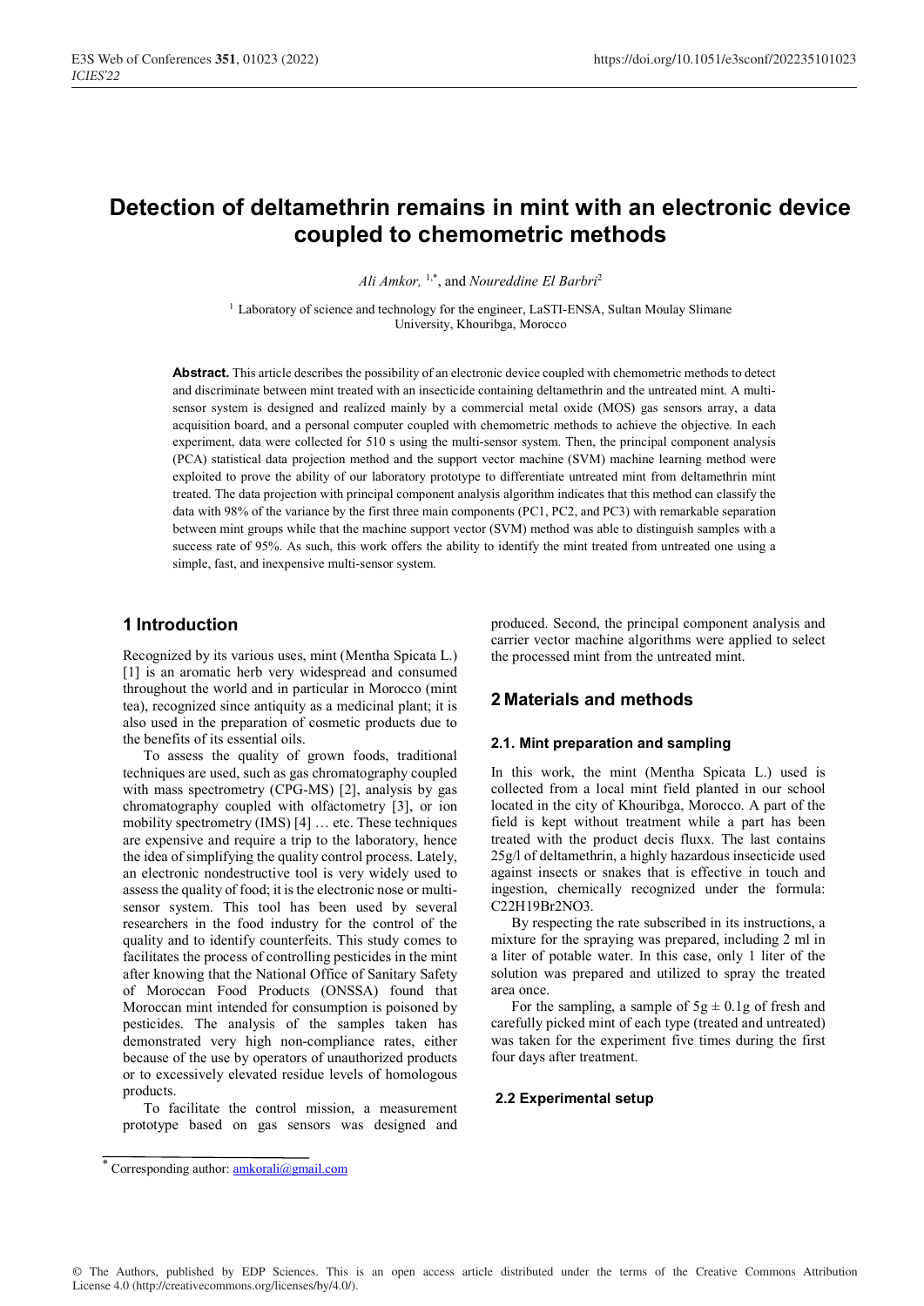# Detection of deltamethrin remains in mint with an electronic device coupled to chemometric methods

*Ali Amkor,* [1,*], and *Noureddine El Barbri*[2]

[1] Laboratory of science and technology for the engineer, LaSTI-ENSA, Sultan Moulay Slimane University, Khouribga, Morocco

**Abstract.** This article describes the possibility of an electronic device coupled with chemometric methods to detect and discriminate between mint treated with an insecticide containing deltamethrin and the untreated mint. A multi-sensor system is designed and realized mainly by a commercial metal oxide (MOS) gas sensors array, a data acquisition board, and a personal computer coupled with chemometric methods to achieve the objective. In each experiment, data were collected for 510 s using the multi-sensor system. Then, the principal component analysis (PCA) statistical data projection method and the support vector machine (SVM) machine learning method were exploited to prove the ability of our laboratory prototype to differentiate untreated mint from deltamethrin mint treated. The data projection with principal component analysis algorithm indicates that this method can classify the data with 98% of the variance by the first three main components (PC1, PC2, and PC3) with remarkable separation between mint groups while that the machine support vector (SVM) method was able to distinguish samples with a success rate of 95%. As such, this work offers the ability to identify the mint treated from untreated one using a simple, fast, and inexpensive multi-sensor system.

## 1 Introduction

Recognized by its various uses, mint (Mentha Spicata L.) [1] is an aromatic herb very widespread and consumed throughout the world and in particular in Morocco (mint tea), recognized since antiquity as a medicinal plant; it is also used in the preparation of cosmetic products due to the benefits of its essential oils.

To assess the quality of grown foods, traditional techniques are used, such as gas chromatography coupled with mass spectrometry (CPG-MS) [2], analysis by gas chromatography coupled with olfactometry [3], or ion mobility spectrometry (IMS) [4] … etc. These techniques are expensive and require a trip to the laboratory, hence the idea of simplifying the quality control process. Lately, an electronic nondestructive tool is very widely used to assess the quality of food; it is the electronic nose or multi-sensor system. This tool has been used by several researchers in the food industry for the control of the quality and to identify counterfeits. This study comes to facilitates the process of controlling pesticides in the mint after knowing that the National Office of Sanitary Safety of Moroccan Food Products (ONSSA) found that Moroccan mint intended for consumption is poisoned by pesticides. The analysis of the samples taken has demonstrated very high non-compliance rates, either because of the use by operators of unauthorized products or to excessively elevated residue levels of homologous products.

To facilitate the control mission, a measurement prototype based on gas sensors was designed and produced. Second, the principal component analysis and carrier vector machine algorithms were applied to select the processed mint from the untreated mint.

## 2 Materials and methods

### 2.1. Mint preparation and sampling

In this work, the mint (Mentha Spicata L.) used is collected from a local mint field planted in our school located in the city of Khouribga, Morocco. A part of the field is kept without treatment while a part has been treated with the product decis fluxx. The last contains 25g/l of deltamethrin, a highly hazardous insecticide used against insects or snakes that is effective in touch and ingestion, chemically recognized under the formula: $C_{22}H_{19}Br_2NO_3$.

By respecting the rate subscribed in its instructions, a mixture for the spraying was prepared, including 2 ml in a liter of potable water. In this case, only 1 liter of the solution was prepared and utilized to spray the treated area once.

For the sampling, a sample of 5g ± 0.1g of fresh and carefully picked mint of each type (treated and untreated) was taken for the experiment five times during the first four days after treatment.

### 2.2 Experimental setup

* Corresponding author: amkorali@gmail.com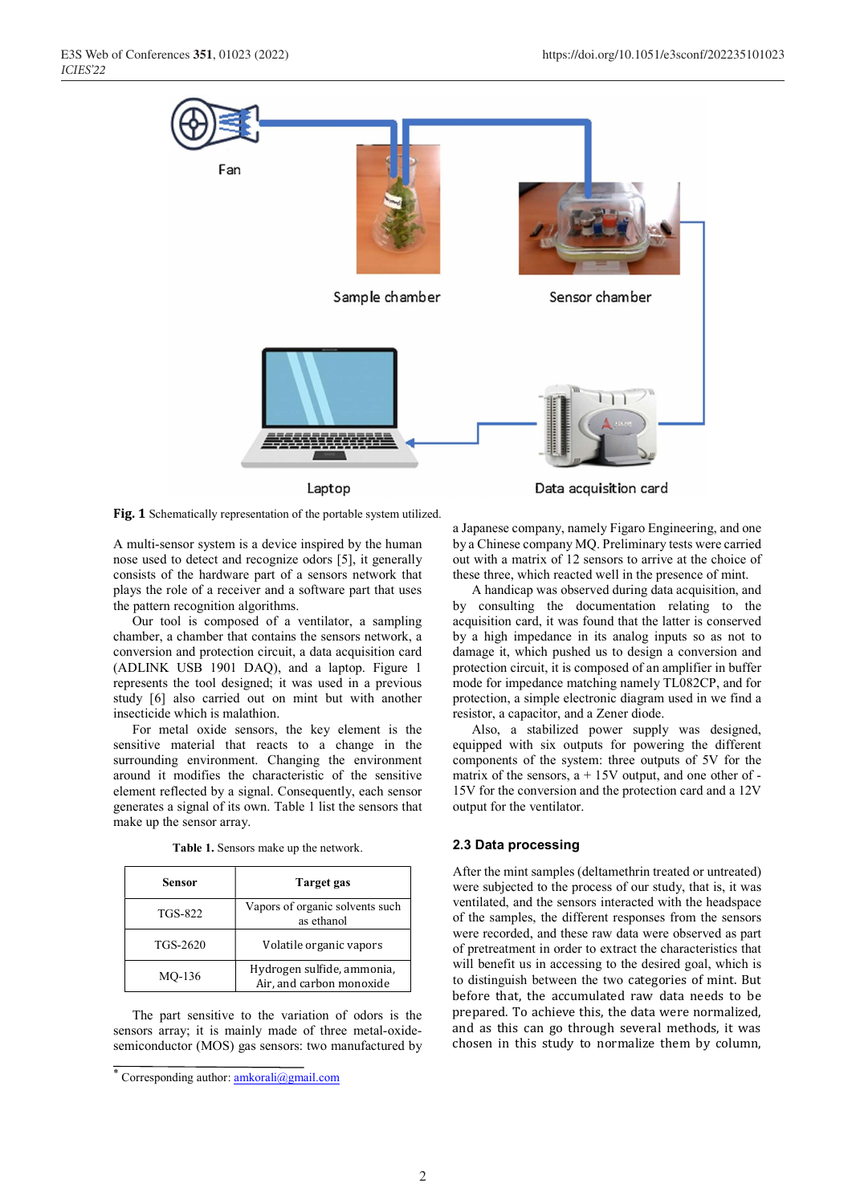**Fig. 1** Schematically representation of the portable system utilized.

A multi-sensor system is a device inspired by the human nose used to detect and recognize odors [5], it generally consists of the hardware part of a sensors network that plays the role of a receiver and a software part that uses the pattern recognition algorithms.

Our tool is composed of a ventilator, a sampling chamber, a chamber that contains the sensors network, a conversion and protection circuit, a data acquisition card (ADLINK USB 1901 DAQ), and a laptop. Figure 1 represents the tool designed; it was used in a previous study [6] also carried out on mint but with another insecticide which is malathion.

For metal oxide sensors, the key element is the sensitive material that reacts to a change in the surrounding environment. Changing the environment around it modifies the characteristic of the sensitive element reflected by a signal. Consequently, each sensor generates a signal of its own. Table 1 list the sensors that make up the sensor array.

**Table 1.** Sensors make up the network.

| Sensor | Target gas |
|---|---|
| TGS-822 | Vapors of organic solvents such as ethanol |
| TGS-2620 | Volatile organic vapors |
| MQ-136 | Hydrogen sulfide, ammonia, Air, and carbon monoxide |

The part sensitive to the variation of odors is the sensors array; it is mainly made of three metal-oxide-semiconductor (MOS) gas sensors: two manufactured by a Japanese company, namely Figaro Engineering, and one by a Chinese company MQ. Preliminary tests were carried out with a matrix of 12 sensors to arrive at the choice of these three, which reacted well in the presence of mint.

A handicap was observed during data acquisition, and by consulting the documentation relating to the acquisition card, it was found that the latter is conserved by a high impedance in its analog inputs so as not to damage it, which pushed us to design a conversion and protection circuit, it is composed of an amplifier in buffer mode for impedance matching namely TL082CP, and for protection, a simple electronic diagram used in we find a resistor, a capacitor, and a Zener diode.

Also, a stabilized power supply was designed, equipped with six outputs for powering the different components of the system: three outputs of 5V for the matrix of the sensors, a + 15V output, and one other of -15V for the conversion and the protection card and a 12V output for the ventilator.

## 2.3 Data processing

After the mint samples (deltamethrin treated or untreated) were subjected to the process of our study, that is, it was ventilated, and the sensors interacted with the headspace of the samples, the different responses from the sensors were recorded, and these raw data were observed as part of pretreatment in order to extract the characteristics that will benefit us in accessing to the desired goal, which is to distinguish between the two categories of mint. But before that, the accumulated raw data needs to be prepared. To achieve this, the data were normalized, and as this can go through several methods, it was chosen in this study to normalize them by column,

* Corresponding author: amkorali@gmail.com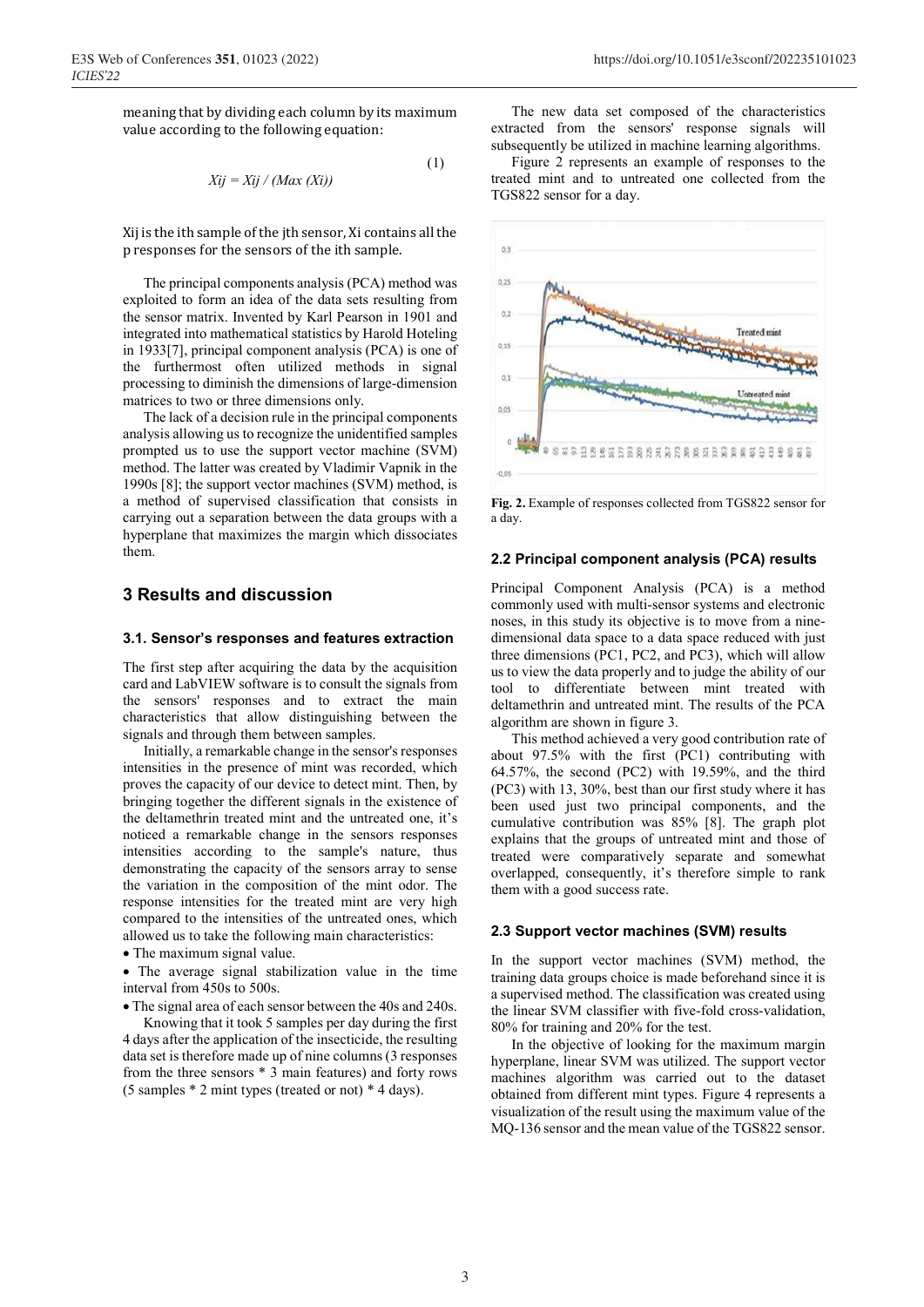meaning that by dividing each column by its maximum value according to the following equation:

$$Xij = Xij / (Max (Xi)) \quad (1)$$

Xij is the ith sample of the jth sensor, Xi contains all the p responses for the sensors of the ith sample.

The principal components analysis (PCA) method was exploited to form an idea of the data sets resulting from the sensor matrix. Invented by Karl Pearson in 1901 and integrated into mathematical statistics by Harold Hoteling in 1933[7], principal component analysis (PCA) is one of the furthermost often utilized methods in signal processing to diminish the dimensions of large-dimension matrices to two or three dimensions only.

The lack of a decision rule in the principal components analysis allowing us to recognize the unidentified samples prompted us to use the support vector machine (SVM) method. The latter was created by Vladimir Vapnik in the 1990s [8]; the support vector machines (SVM) method, is a method of supervised classification that consists in carrying out a separation between the data groups with a hyperplane that maximizes the margin which dissociates them.

## 3 Results and discussion

### 3.1. Sensor's responses and features extraction

The first step after acquiring the data by the acquisition card and LabVIEW software is to consult the signals from the sensors' responses and to extract the main characteristics that allow distinguishing between the signals and through them between samples.

Initially, a remarkable change in the sensor's responses intensities in the presence of mint was recorded, which proves the capacity of our device to detect mint. Then, by bringing together the different signals in the existence of the deltamethrin treated mint and the untreated one, it's noticed a remarkable change in the sensors responses intensities according to the sample's nature, thus demonstrating the capacity of the sensors array to sense the variation in the composition of the mint odor. The response intensities for the treated mint are very high compared to the intensities of the untreated ones, which allowed us to take the following main characteristics:

- The maximum signal value.
- The average signal stabilization value in the time interval from 450s to 500s.
- The signal area of each sensor between the 40s and 240s.

Knowing that it took 5 samples per day during the first 4 days after the application of the insecticide, the resulting data set is therefore made up of nine columns (3 responses from the three sensors * 3 main features) and forty rows (5 samples * 2 mint types (treated or not) * 4 days).

The new data set composed of the characteristics extracted from the sensors' response signals will subsequently be utilized in machine learning algorithms.

Figure 2 represents an example of responses to the treated mint and to untreated one collected from the TGS822 sensor for a day.

**Fig. 2.** Example of responses collected from TGS822 sensor for a day.

### 2.2 Principal component analysis (PCA) results

Principal Component Analysis (PCA) is a method commonly used with multi-sensor systems and electronic noses, in this study its objective is to move from a nine-dimensional data space to a data space reduced with just three dimensions (PC1, PC2, and PC3), which will allow us to view the data properly and to judge the ability of our tool to differentiate between mint treated with deltamethrin and untreated mint. The results of the PCA algorithm are shown in figure 3.

This method achieved a very good contribution rate of about 97.5% with the first (PC1) contributing with 64.57%, the second (PC2) with 19.59%, and the third (PC3) with 13, 30%, best than our first study where it has been used just two principal components, and the cumulative contribution was 85% [8]. The graph plot explains that the groups of untreated mint and those of treated were comparatively separate and somewhat overlapped, consequently, it's therefore simple to rank them with a good success rate.

### 2.3 Support vector machines (SVM) results

In the support vector machines (SVM) method, the training data groups choice is made beforehand since it is a supervised method. The classification was created using the linear SVM classifier with five-fold cross-validation, 80% for training and 20% for the test.

In the objective of looking for the maximum margin hyperplane, linear SVM was utilized. The support vector machines algorithm was carried out to the dataset obtained from different mint types. Figure 4 represents a visualization of the result using the maximum value of the MQ-136 sensor and the mean value of the TGS822 sensor.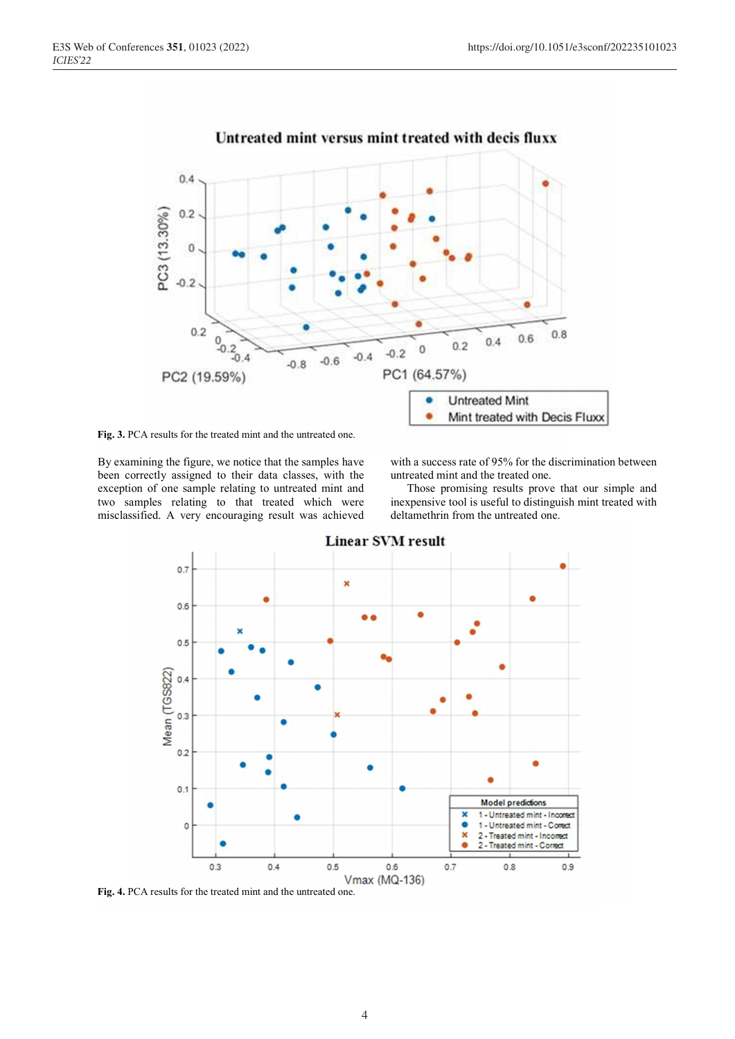**Fig. 3.** PCA results for the treated mint and the untreated one.

By examining the figure, we notice that the samples have been correctly assigned to their data classes, with the exception of one sample relating to untreated mint and two samples relating to that treated which were misclassified. A very encouraging result was achieved with a success rate of 95% for the discrimination between untreated mint and the treated one.

Those promising results prove that our simple and inexpensive tool is useful to distinguish mint treated with deltamethrin from the untreated one.

**Fig. 4.** PCA results for the treated mint and the untreated one.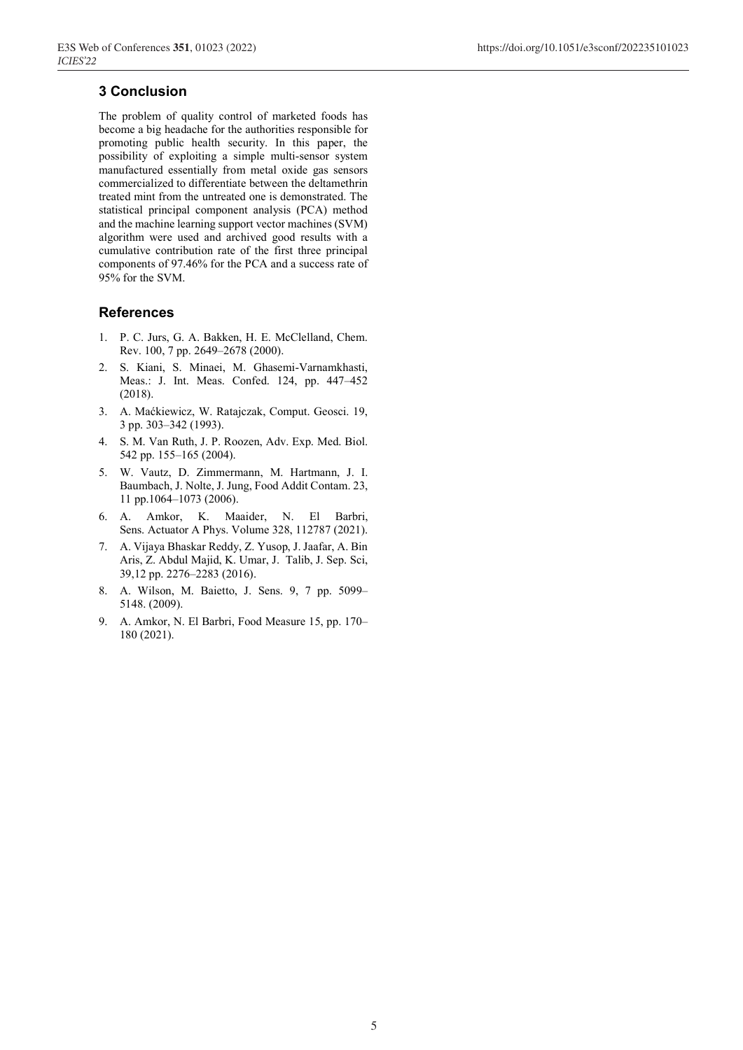## 3 Conclusion

The problem of quality control of marketed foods has become a big headache for the authorities responsible for promoting public health security. In this paper, the possibility of exploiting a simple multi-sensor system manufactured essentially from metal oxide gas sensors commercialized to differentiate between the deltamethrin treated mint from the untreated one is demonstrated. The statistical principal component analysis (PCA) method and the machine learning support vector machines (SVM) algorithm were used and archived good results with a cumulative contribution rate of the first three principal components of 97.46% for the PCA and a success rate of 95% for the SVM.

## References

1. P. C. Jurs, G. A. Bakken, H. E. McClelland, Chem. Rev. 100, 7 pp. 2649–2678 (2000).
2. S. Kiani, S. Minaei, M. Ghasemi-Varnamkhasti, Meas.: J. Int. Meas. Confed. 124, pp. 447–452 (2018).
3. A. Maćkiewicz, W. Ratajczak, Comput. Geosci. 19, 3 pp. 303–342 (1993).
4. S. M. Van Ruth, J. P. Roozen, Adv. Exp. Med. Biol. 542 pp. 155–165 (2004).
5. W. Vautz, D. Zimmermann, M. Hartmann, J. I. Baumbach, J. Nolte, J. Jung, Food Addit Contam. 23, 11 pp.1064–1073 (2006).
6. A. Amkor, K. Maaider, N. El Barbri, Sens. Actuator A Phys. Volume 328, 112787 (2021).
7. A. Vijaya Bhaskar Reddy, Z. Yusop, J. Jaafar, A. Bin Aris, Z. Abdul Majid, K. Umar, J. Talib, J. Sep. Sci, 39,12 pp. 2276–2283 (2016).
8. A. Wilson, M. Baietto, J. Sens. 9, 7 pp. 5099–5148. (2009).
9. A. Amkor, N. El Barbri, Food Measure 15, pp. 170–180 (2021).